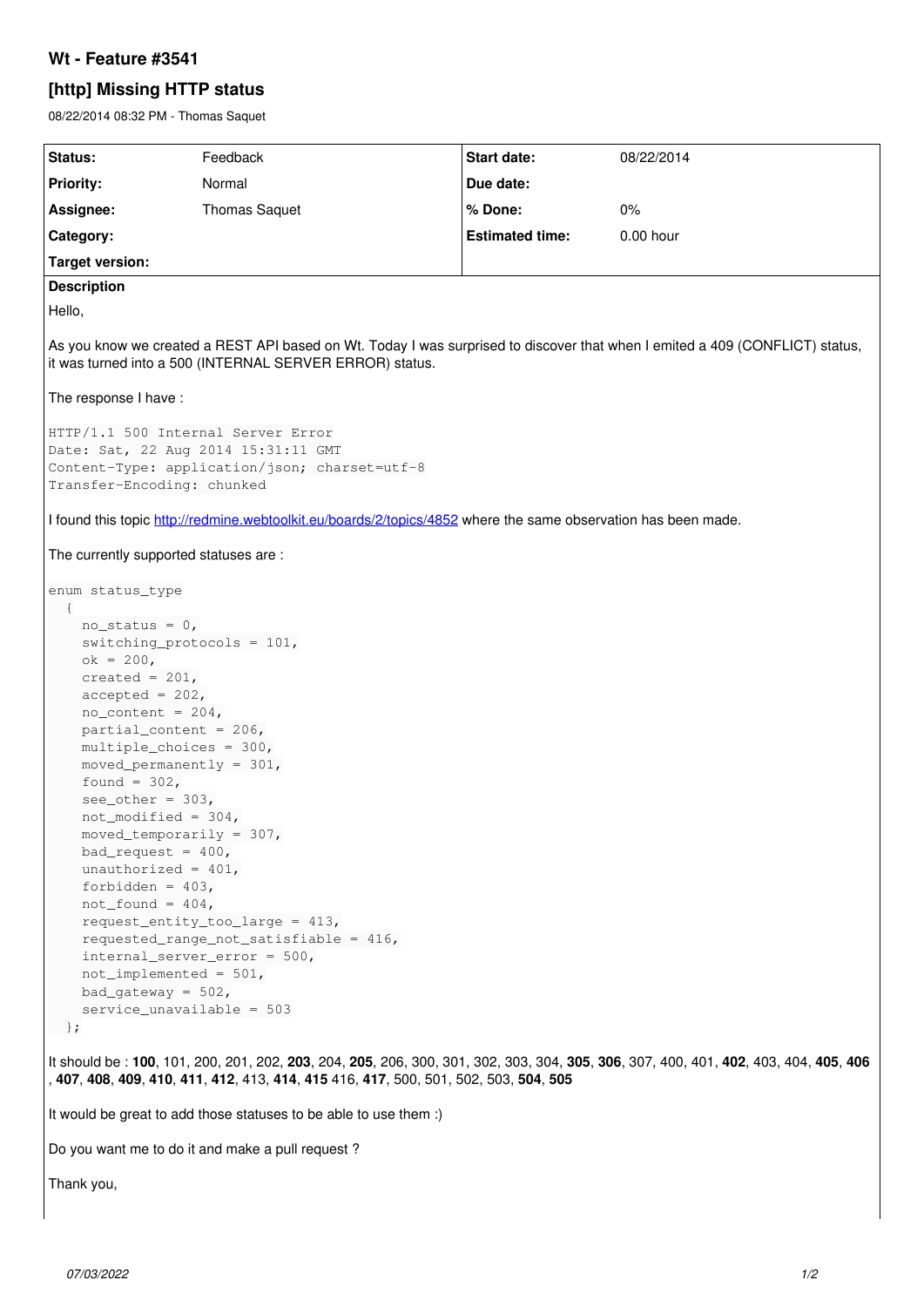# Wt - Feature #3541

## [http] Missing HTTP status

08/22/2014 08:32 PM - Thomas Saquet

| Status: | Feedback | Start date: | 08/22/2014 |
|---|---|---|---|
| Priority: | Normal | Due date: | |
| Assignee: | Thomas Saquet | % Done: | 0% |
| Category: | | Estimated time: | 0.00 hour |
| Target version: | | | |

**Description**

Hello,

As you know we created a REST API based on Wt. Today I was surprised to discover that when I emited a 409 (CONFLICT) status, it was turned into a 500 (INTERNAL SERVER ERROR) status.

The response I have :

```
HTTP/1.1 500 Internal Server Error
Date: Sat, 22 Aug 2014 15:31:11 GMT
Content-Type: application/json; charset=utf-8
Transfer-Encoding: chunked
```

I found this topic http://redmine.webtoolkit.eu/boards/2/topics/4852 where the same observation has been made.

The currently supported statuses are :

```
enum status_type
  {
    no_status = 0,
    switching_protocols = 101,
    ok = 200,
    created = 201,
    accepted = 202,
    no_content = 204,
    partial_content = 206,
    multiple_choices = 300,
    moved_permanently = 301,
    found = 302,
    see_other = 303,
    not_modified = 304,
    moved_temporarily = 307,
    bad_request = 400,
    unauthorized = 401,
    forbidden = 403,
    not_found = 404,
    request_entity_too_large = 413,
    requested_range_not_satisfiable = 416,
    internal_server_error = 500,
    not_implemented = 501,
    bad_gateway = 502,
    service_unavailable = 503
  };
```

It should be : **100**, 101, 200, 201, 202, **203**, 204, **205**, 206, 300, 301, 302, 303, 304, **305**, **306**, 307, 400, 401, **402**, 403, 404, **405**, **406**, **407**, **408**, **409**, **410**, **411**, **412**, 413, **414**, **415** 416, **417**, 500, 501, 502, 503, **504**, **505**

It would be great to add those statuses to be able to use them :)

Do you want me to do it and make a pull request ?

Thank you,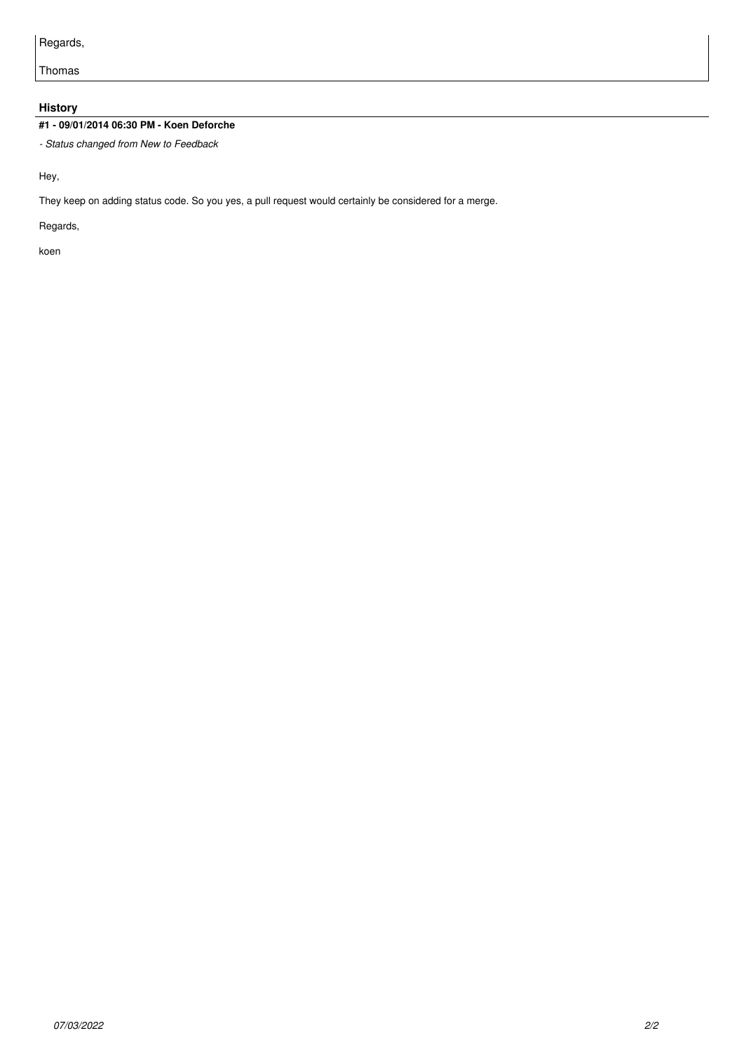Regards,

Thomas

## History

### #1 - 09/01/2014 06:30 PM - Koen Deforche

*- Status changed from New to Feedback*

Hey,

They keep on adding status code. So you yes, a pull request would certainly be considered for a merge.

Regards,

koen